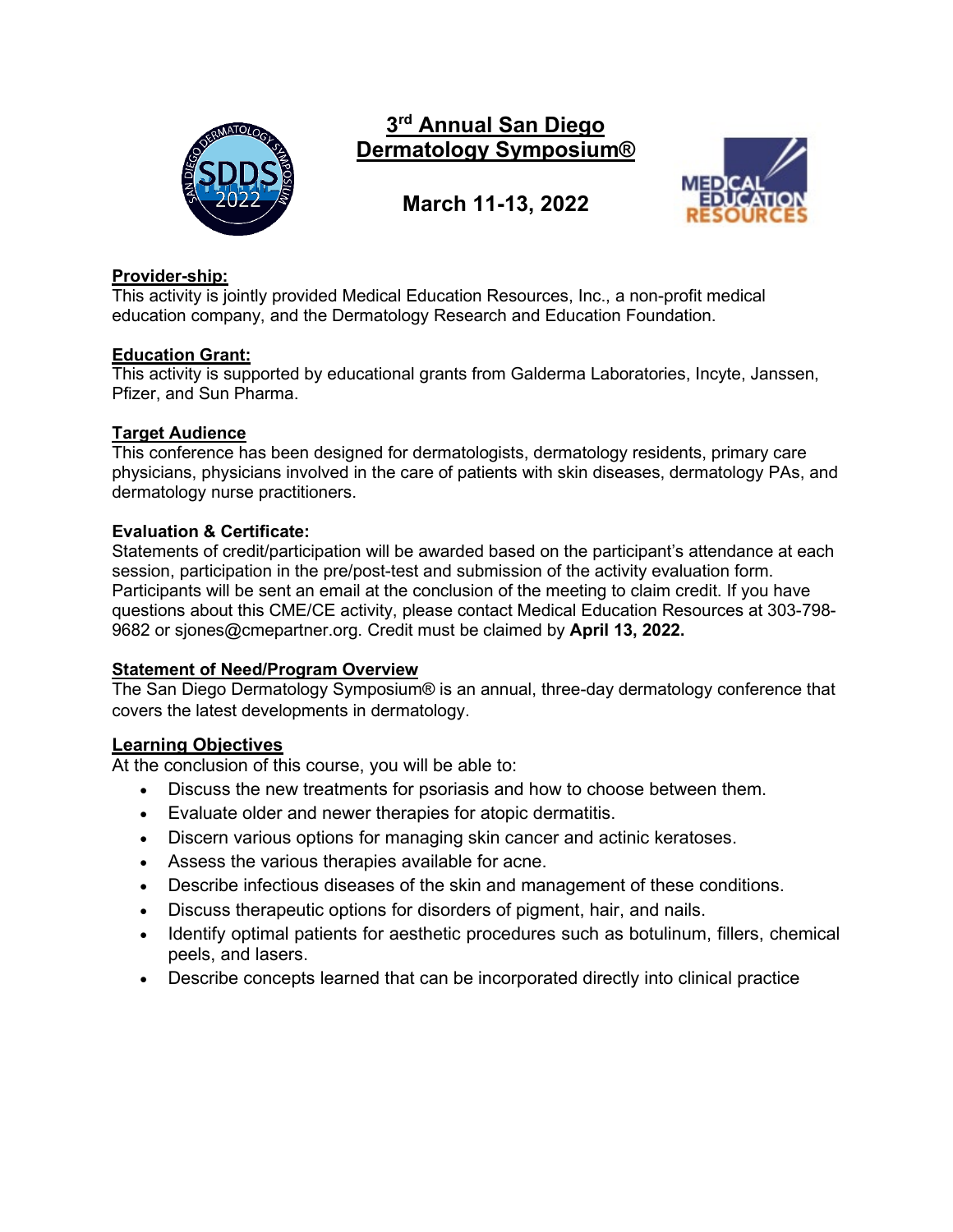# 3rd Annual San Diego Dermatology Symposium®

## March 11-13, 2022

**Provider-ship:**
This activity is jointly provided Medical Education Resources, Inc., a non-profit medical education company, and the Dermatology Research and Education Foundation.

**Education Grant:**
This activity is supported by educational grants from Galderma Laboratories, Incyte, Janssen, Pfizer, and Sun Pharma.

**Target Audience**
This conference has been designed for dermatologists, dermatology residents, primary care physicians, physicians involved in the care of patients with skin diseases, dermatology PAs, and dermatology nurse practitioners.

**Evaluation & Certificate:**
Statements of credit/participation will be awarded based on the participant's attendance at each session, participation in the pre/post-test and submission of the activity evaluation form. Participants will be sent an email at the conclusion of the meeting to claim credit. If you have questions about this CME/CE activity, please contact Medical Education Resources at 303-798-9682 or sjones@cmepartner.org. Credit must be claimed by **April 13, 2022.**

**Statement of Need/Program Overview**
The San Diego Dermatology Symposium® is an annual, three-day dermatology conference that covers the latest developments in dermatology.

**Learning Objectives**
At the conclusion of this course, you will be able to:

- Discuss the new treatments for psoriasis and how to choose between them.
- Evaluate older and newer therapies for atopic dermatitis.
- Discern various options for managing skin cancer and actinic keratoses.
- Assess the various therapies available for acne.
- Describe infectious diseases of the skin and management of these conditions.
- Discuss therapeutic options for disorders of pigment, hair, and nails.
- Identify optimal patients for aesthetic procedures such as botulinum, fillers, chemical peels, and lasers.
- Describe concepts learned that can be incorporated directly into clinical practice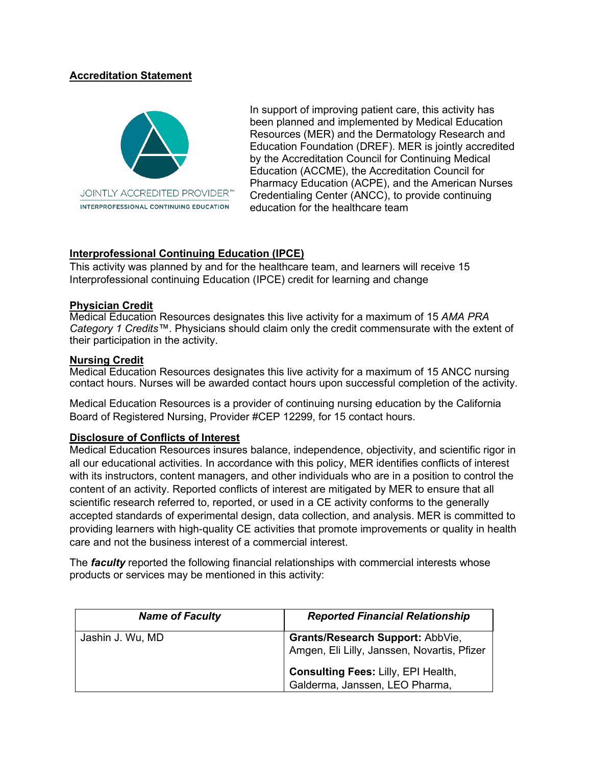## Accreditation Statement

JOINTLY ACCREDITED PROVIDER™
INTERPROFESSIONAL CONTINUING EDUCATION

In support of improving patient care, this activity has been planned and implemented by Medical Education Resources (MER) and the Dermatology Research and Education Foundation (DREF). MER is jointly accredited by the Accreditation Council for Continuing Medical Education (ACCME), the Accreditation Council for Pharmacy Education (ACPE), and the American Nurses Credentialing Center (ANCC), to provide continuing education for the healthcare team

## Interprofessional Continuing Education (IPCE)

This activity was planned by and for the healthcare team, and learners will receive 15 Interprofessional continuing Education (IPCE) credit for learning and change

## Physician Credit

Medical Education Resources designates this live activity for a maximum of 15 *AMA PRA Category 1 Credits*™. Physicians should claim only the credit commensurate with the extent of their participation in the activity.

## Nursing Credit

Medical Education Resources designates this live activity for a maximum of 15 ANCC nursing contact hours. Nurses will be awarded contact hours upon successful completion of the activity.

Medical Education Resources is a provider of continuing nursing education by the California Board of Registered Nursing, Provider #CEP 12299, for 15 contact hours.

## Disclosure of Conflicts of Interest

Medical Education Resources insures balance, independence, objectivity, and scientific rigor in all our educational activities. In accordance with this policy, MER identifies conflicts of interest with its instructors, content managers, and other individuals who are in a position to control the content of an activity. Reported conflicts of interest are mitigated by MER to ensure that all scientific research referred to, reported, or used in a CE activity conforms to the generally accepted standards of experimental design, data collection, and analysis. MER is committed to providing learners with high-quality CE activities that promote improvements or quality in health care and not the business interest of a commercial interest.

The ***faculty*** reported the following financial relationships with commercial interests whose products or services may be mentioned in this activity:

| ***Name of Faculty*** | ***Reported Financial Relationship*** |
|---|---|
| Jashin J. Wu, MD | **Grants/Research Support:** AbbVie, Amgen, Eli Lilly, Janssen, Novartis, Pfizer<br><br>**Consulting Fees:** Lilly, EPI Health, Galderma, Janssen, LEO Pharma, |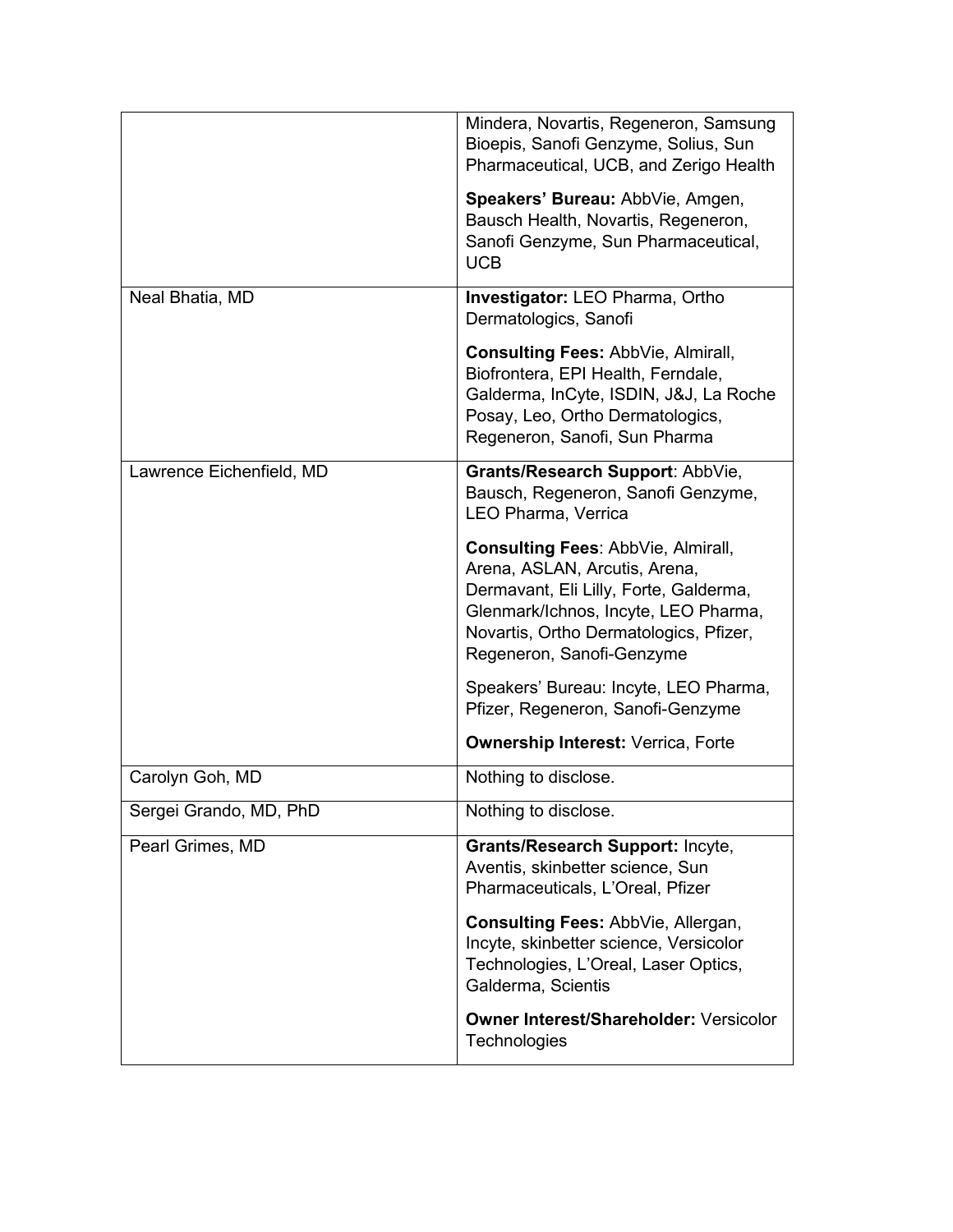| | |
|---|---|
| | Mindera, Novartis, Regeneron, Samsung Bioepis, Sanofi Genzyme, Solius, Sun Pharmaceutical, UCB, and Zerigo Health<br><br>**Speakers' Bureau:** AbbVie, Amgen, Bausch Health, Novartis, Regeneron, Sanofi Genzyme, Sun Pharmaceutical, UCB |
| Neal Bhatia, MD | **Investigator:** LEO Pharma, Ortho Dermatologics, Sanofi<br><br>**Consulting Fees:** AbbVie, Almirall, Biofrontera, EPI Health, Ferndale, Galderma, InCyte, ISDIN, J&J, La Roche Posay, Leo, Ortho Dermatologics, Regeneron, Sanofi, Sun Pharma |
| Lawrence Eichenfield, MD | **Grants/Research Support**: AbbVie, Bausch, Regeneron, Sanofi Genzyme, LEO Pharma, Verrica<br><br>**Consulting Fees**: AbbVie, Almirall, Arena, ASLAN, Arcutis, Arena, Dermavant, Eli Lilly, Forte, Galderma, Glenmark/Ichnos, Incyte, LEO Pharma, Novartis, Ortho Dermatologics, Pfizer, Regeneron, Sanofi-Genzyme<br><br>Speakers' Bureau: Incyte, LEO Pharma, Pfizer, Regeneron, Sanofi-Genzyme<br><br>**Ownership Interest:** Verrica, Forte |
| Carolyn Goh, MD | Nothing to disclose. |
| Sergei Grando, MD, PhD | Nothing to disclose. |
| Pearl Grimes, MD | **Grants/Research Support:** Incyte, Aventis, skinbetter science, Sun Pharmaceuticals, L'Oreal, Pfizer<br><br>**Consulting Fees:** AbbVie, Allergan, Incyte, skinbetter science, Versicolor Technologies, L'Oreal, Laser Optics, Galderma, Scientis<br><br>**Owner Interest/Shareholder:** Versicolor Technologies |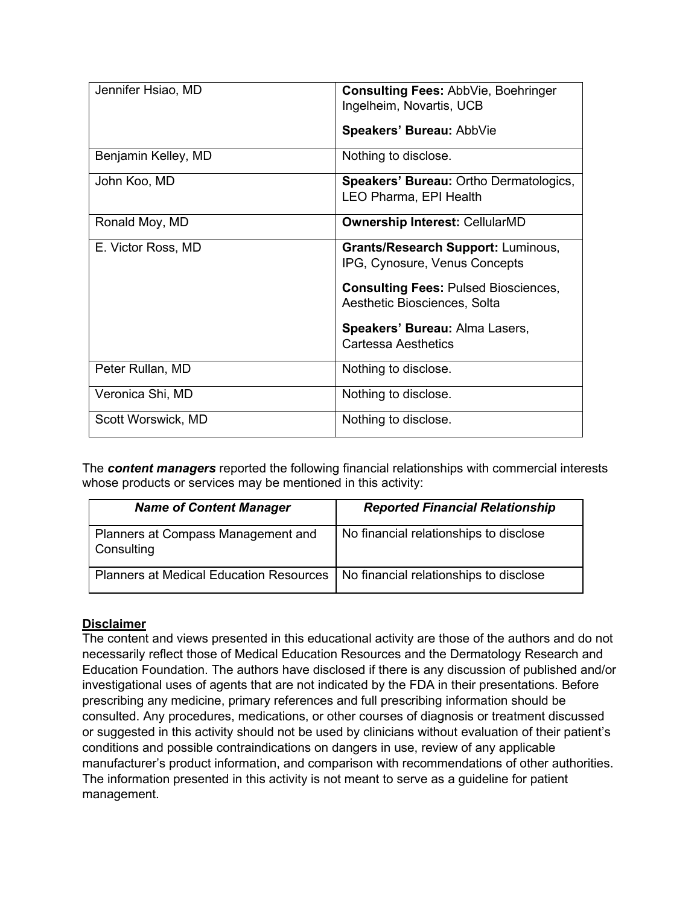| | |
|---|---|
| Jennifer Hsiao, MD | **Consulting Fees:** AbbVie, Boehringer Ingelheim, Novartis, UCB<br><br>**Speakers' Bureau:** AbbVie |
| Benjamin Kelley, MD | Nothing to disclose. |
| John Koo, MD | **Speakers' Bureau:** Ortho Dermatologics, LEO Pharma, EPI Health |
| Ronald Moy, MD | **Ownership Interest:** CellularMD |
| E. Victor Ross, MD | **Grants/Research Support:** Luminous, IPG, Cynosure, Venus Concepts<br><br>**Consulting Fees:** Pulsed Biosciences, Aesthetic Biosciences, Solta<br><br>**Speakers' Bureau:** Alma Lasers, Cartessa Aesthetics |
| Peter Rullan, MD | Nothing to disclose. |
| Veronica Shi, MD | Nothing to disclose. |
| Scott Worswick, MD | Nothing to disclose. |

The ***content managers*** reported the following financial relationships with commercial interests whose products or services may be mentioned in this activity:

| ***Name of Content Manager*** | ***Reported Financial Relationship*** |
|---|---|
| Planners at Compass Management and Consulting | No financial relationships to disclose |
| Planners at Medical Education Resources | No financial relationships to disclose |

**Disclaimer**

The content and views presented in this educational activity are those of the authors and do not necessarily reflect those of Medical Education Resources and the Dermatology Research and Education Foundation. The authors have disclosed if there is any discussion of published and/or investigational uses of agents that are not indicated by the FDA in their presentations. Before prescribing any medicine, primary references and full prescribing information should be consulted. Any procedures, medications, or other courses of diagnosis or treatment discussed or suggested in this activity should not be used by clinicians without evaluation of their patient's conditions and possible contraindications on dangers in use, review of any applicable manufacturer's product information, and comparison with recommendations of other authorities. The information presented in this activity is not meant to serve as a guideline for patient management.